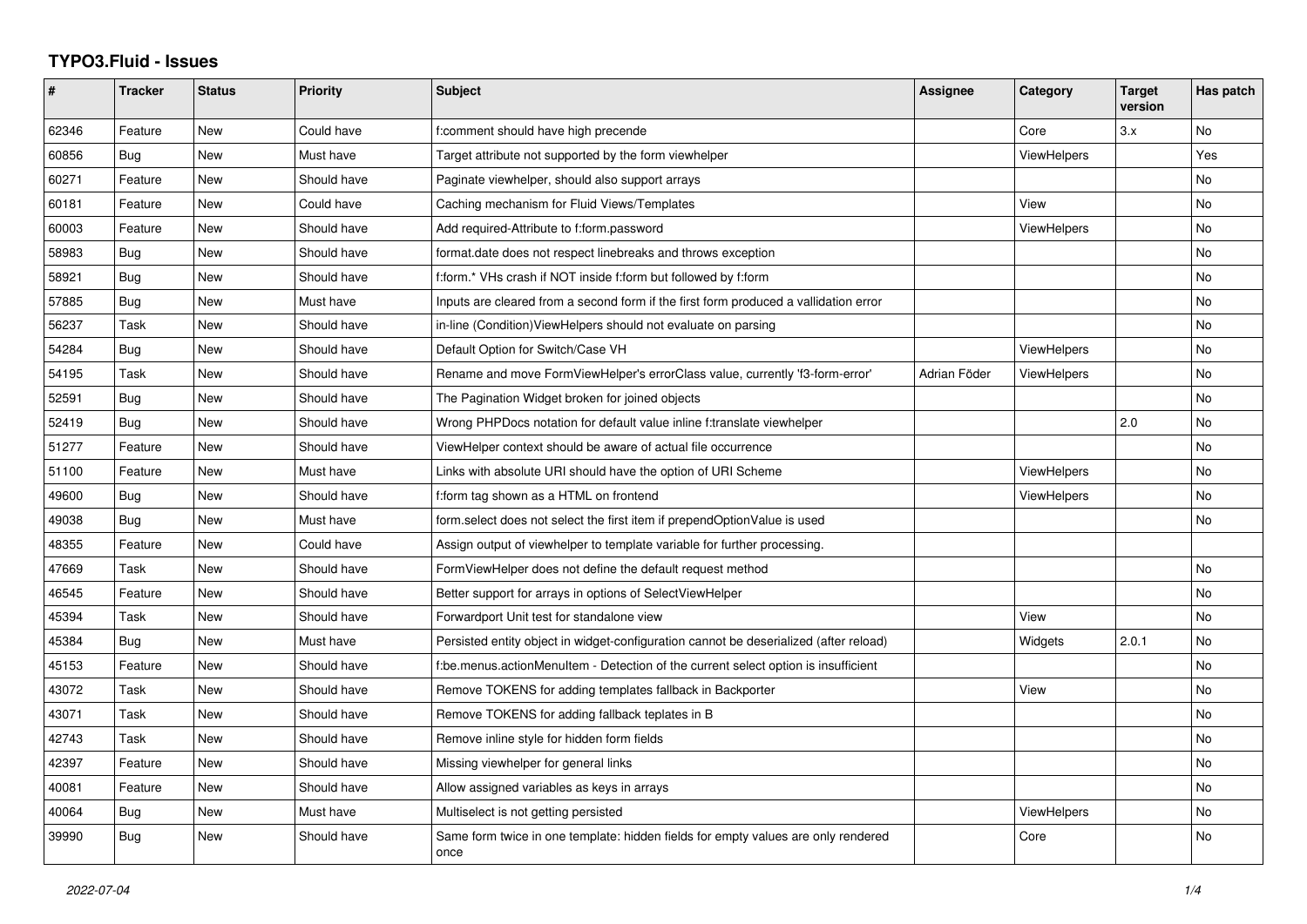# TYPO3.Fluid - Issues

| # | Tracker | Status | Priority | Subject | Assignee | Category | Target version | Has patch |
|---|---|---|---|---|---|---|---|---|
| 62346 | Feature | New | Could have | f:comment should have high precende | | Core | 3.x | No |
| 60856 | Bug | New | Must have | Target attribute not supported by the form viewhelper | | ViewHelpers | | Yes |
| 60271 | Feature | New | Should have | Paginate viewhelper, should also support arrays | | | | No |
| 60181 | Feature | New | Could have | Caching mechanism for Fluid Views/Templates | | View | | No |
| 60003 | Feature | New | Should have | Add required-Attribute to f:form.password | | ViewHelpers | | No |
| 58983 | Bug | New | Should have | format.date does not respect linebreaks and throws exception | | | | No |
| 58921 | Bug | New | Should have | f:form.* VHs crash if NOT inside f:form but followed by f:form | | | | No |
| 57885 | Bug | New | Must have | Inputs are cleared from a second form if the first form produced a vallidation error | | | | No |
| 56237 | Task | New | Should have | in-line (Condition)ViewHelpers should not evaluate on parsing | | | | No |
| 54284 | Bug | New | Should have | Default Option for Switch/Case VH | | ViewHelpers | | No |
| 54195 | Task | New | Should have | Rename and move FormViewHelper's errorClass value, currently 'f3-form-error' | Adrian Föder | ViewHelpers | | No |
| 52591 | Bug | New | Should have | The Pagination Widget broken for joined objects | | | | No |
| 52419 | Bug | New | Should have | Wrong PHPDocs notation for default value inline f:translate viewhelper | | | 2.0 | No |
| 51277 | Feature | New | Should have | ViewHelper context should be aware of actual file occurrence | | | | No |
| 51100 | Feature | New | Must have | Links with absolute URI should have the option of URI Scheme | | ViewHelpers | | No |
| 49600 | Bug | New | Should have | f:form tag shown as a HTML on frontend | | ViewHelpers | | No |
| 49038 | Bug | New | Must have | form.select does not select the first item if prependOptionValue is used | | | | No |
| 48355 | Feature | New | Could have | Assign output of viewhelper to template variable for further processing. | | | | |
| 47669 | Task | New | Should have | FormViewHelper does not define the default request method | | | | No |
| 46545 | Feature | New | Should have | Better support for arrays in options of SelectViewHelper | | | | No |
| 45394 | Task | New | Should have | Forwardport Unit test for standalone view | | View | | No |
| 45384 | Bug | New | Must have | Persisted entity object in widget-configuration cannot be deserialized (after reload) | | Widgets | 2.0.1 | No |
| 45153 | Feature | New | Should have | f:be.menus.actionMenuItem - Detection of the current select option is insufficient | | | | No |
| 43072 | Task | New | Should have | Remove TOKENS for adding templates fallback in Backporter | | View | | No |
| 43071 | Task | New | Should have | Remove TOKENS for adding fallback teplates in B | | | | No |
| 42743 | Task | New | Should have | Remove inline style for hidden form fields | | | | No |
| 42397 | Feature | New | Should have | Missing viewhelper for general links | | | | No |
| 40081 | Feature | New | Should have | Allow assigned variables as keys in arrays | | | | No |
| 40064 | Bug | New | Must have | Multiselect is not getting persisted | | ViewHelpers | | No |
| 39990 | Bug | New | Should have | Same form twice in one template: hidden fields for empty values are only rendered once | | Core | | No |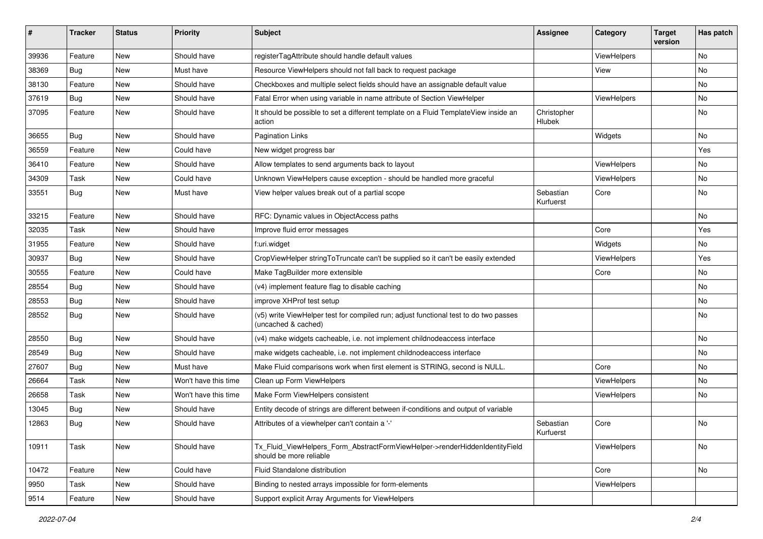| # | Tracker | Status | Priority | Subject | Assignee | Category | Target version | Has patch |
| --- | --- | --- | --- | --- | --- | --- | --- | --- |
| 39936 | Feature | New | Should have | registerTagAttribute should handle default values | | ViewHelpers | | No |
| 38369 | Bug | New | Must have | Resource ViewHelpers should not fall back to request package | | View | | No |
| 38130 | Feature | New | Should have | Checkboxes and multiple select fields should have an assignable default value | | | | No |
| 37619 | Bug | New | Should have | Fatal Error when using variable in name attribute of Section ViewHelper | | ViewHelpers | | No |
| 37095 | Feature | New | Should have | It should be possible to set a different template on a Fluid TemplateView inside an action | Christopher Hlubek | | | No |
| 36655 | Bug | New | Should have | Pagination Links | | Widgets | | No |
| 36559 | Feature | New | Could have | New widget progress bar | | | | Yes |
| 36410 | Feature | New | Should have | Allow templates to send arguments back to layout | | ViewHelpers | | No |
| 34309 | Task | New | Could have | Unknown ViewHelpers cause exception - should be handled more graceful | | ViewHelpers | | No |
| 33551 | Bug | New | Must have | View helper values break out of a partial scope | Sebastian Kurfuerst | Core | | No |
| 33215 | Feature | New | Should have | RFC: Dynamic values in ObjectAccess paths | | | | No |
| 32035 | Task | New | Should have | Improve fluid error messages | | Core | | Yes |
| 31955 | Feature | New | Should have | f:uri.widget | | Widgets | | No |
| 30937 | Bug | New | Should have | CropViewHelper stringToTruncate can't be supplied so it can't be easily extended | | ViewHelpers | | Yes |
| 30555 | Feature | New | Could have | Make TagBuilder more extensible | | Core | | No |
| 28554 | Bug | New | Should have | (v4) implement feature flag to disable caching | | | | No |
| 28553 | Bug | New | Should have | improve XHProf test setup | | | | No |
| 28552 | Bug | New | Should have | (v5) write ViewHelper test for compiled run; adjust functional test to do two passes (uncached & cached) | | | | No |
| 28550 | Bug | New | Should have | (v4) make widgets cacheable, i.e. not implement childnodeaccess interface | | | | No |
| 28549 | Bug | New | Should have | make widgets cacheable, i.e. not implement childnodeaccess interface | | | | No |
| 27607 | Bug | New | Must have | Make Fluid comparisons work when first element is STRING, second is NULL. | | Core | | No |
| 26664 | Task | New | Won't have this time | Clean up Form ViewHelpers | | ViewHelpers | | No |
| 26658 | Task | New | Won't have this time | Make Form ViewHelpers consistent | | ViewHelpers | | No |
| 13045 | Bug | New | Should have | Entity decode of strings are different between if-conditions and output of variable | | | | |
| 12863 | Bug | New | Should have | Attributes of a viewhelper can't contain a '-' | Sebastian Kurfuerst | Core | | No |
| 10911 | Task | New | Should have | Tx_Fluid_ViewHelpers_Form_AbstractFormViewHelper->renderHiddenIdentityField should be more reliable | | ViewHelpers | | No |
| 10472 | Feature | New | Could have | Fluid Standalone distribution | | Core | | No |
| 9950 | Task | New | Should have | Binding to nested arrays impossible for form-elements | | ViewHelpers | | |
| 9514 | Feature | New | Should have | Support explicit Array Arguments for ViewHelpers | | | | |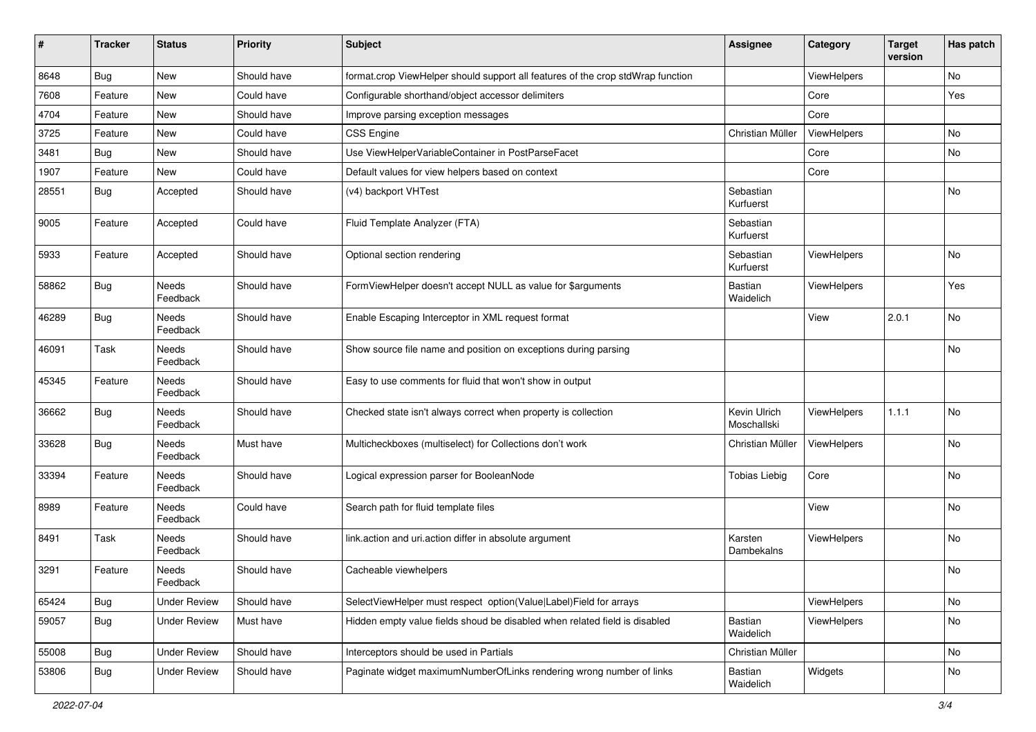| # | Tracker | Status | Priority | Subject | Assignee | Category | Target version | Has patch |
|---|---|---|---|---|---|---|---|---|
| 8648 | Bug | New | Should have | format.crop ViewHelper should support all features of the crop stdWrap function | | ViewHelpers | | No |
| 7608 | Feature | New | Could have | Configurable shorthand/object accessor delimiters | | Core | | Yes |
| 4704 | Feature | New | Should have | Improve parsing exception messages | | Core | | |
| 3725 | Feature | New | Could have | CSS Engine | Christian Müller | ViewHelpers | | No |
| 3481 | Bug | New | Should have | Use ViewHelperVariableContainer in PostParseFacet | | Core | | No |
| 1907 | Feature | New | Could have | Default values for view helpers based on context | | Core | | |
| 28551 | Bug | Accepted | Should have | (v4) backport VHTest | Sebastian Kurfuerst | | | No |
| 9005 | Feature | Accepted | Could have | Fluid Template Analyzer (FTA) | Sebastian Kurfuerst | | | |
| 5933 | Feature | Accepted | Should have | Optional section rendering | Sebastian Kurfuerst | ViewHelpers | | No |
| 58862 | Bug | Needs Feedback | Should have | FormViewHelper doesn't accept NULL as value for $arguments | Bastian Waidelich | ViewHelpers | | Yes |
| 46289 | Bug | Needs Feedback | Should have | Enable Escaping Interceptor in XML request format | | View | 2.0.1 | No |
| 46091 | Task | Needs Feedback | Should have | Show source file name and position on exceptions during parsing | | | | No |
| 45345 | Feature | Needs Feedback | Should have | Easy to use comments for fluid that won't show in output | | | | |
| 36662 | Bug | Needs Feedback | Should have | Checked state isn't always correct when property is collection | Kevin Ulrich Moschallski | ViewHelpers | 1.1.1 | No |
| 33628 | Bug | Needs Feedback | Must have | Multicheckboxes (multiselect) for Collections don't work | Christian Müller | ViewHelpers | | No |
| 33394 | Feature | Needs Feedback | Should have | Logical expression parser for BooleanNode | Tobias Liebig | Core | | No |
| 8989 | Feature | Needs Feedback | Could have | Search path for fluid template files | | View | | No |
| 8491 | Task | Needs Feedback | Should have | link.action and uri.action differ in absolute argument | Karsten Dambekalns | ViewHelpers | | No |
| 3291 | Feature | Needs Feedback | Should have | Cacheable viewhelpers | | | | No |
| 65424 | Bug | Under Review | Should have | SelectViewHelper must respect option(Value\|Label)Field for arrays | | ViewHelpers | | No |
| 59057 | Bug | Under Review | Must have | Hidden empty value fields shoud be disabled when related field is disabled | Bastian Waidelich | ViewHelpers | | No |
| 55008 | Bug | Under Review | Should have | Interceptors should be used in Partials | Christian Müller | | | No |
| 53806 | Bug | Under Review | Should have | Paginate widget maximumNumberOfLinks rendering wrong number of links | Bastian Waidelich | Widgets | | No |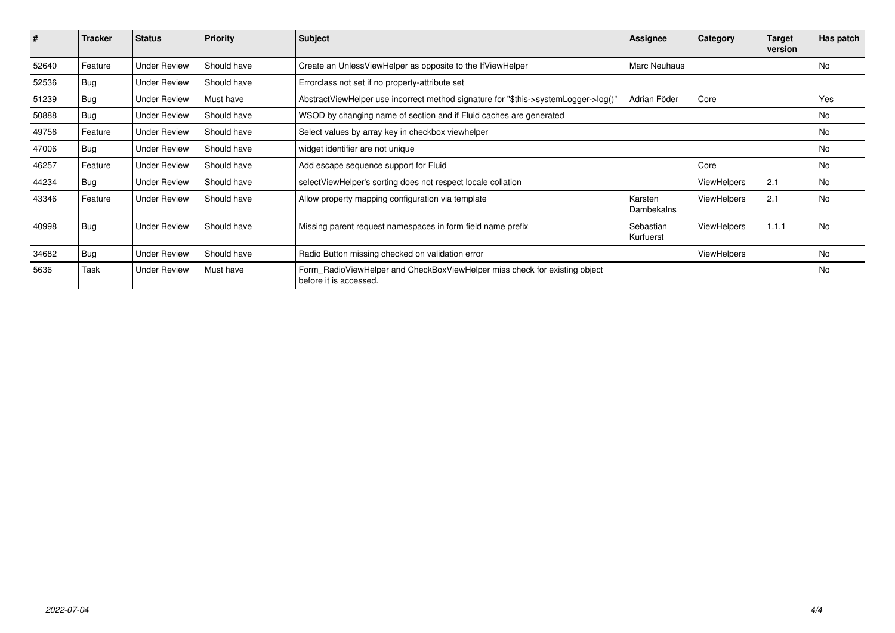| # | Tracker | Status | Priority | Subject | Assignee | Category | Target version | Has patch |
|---|---|---|---|---|---|---|---|---|
| 52640 | Feature | Under Review | Should have | Create an UnlessViewHelper as opposite to the IfViewHelper | Marc Neuhaus | | | No |
| 52536 | Bug | Under Review | Should have | Errorclass not set if no property-attribute set | | | | |
| 51239 | Bug | Under Review | Must have | AbstractViewHelper use incorrect method signature for "$this->systemLogger->log()" | Adrian Föder | Core | | Yes |
| 50888 | Bug | Under Review | Should have | WSOD by changing name of section and if Fluid caches are generated | | | | No |
| 49756 | Feature | Under Review | Should have | Select values by array key in checkbox viewhelper | | | | No |
| 47006 | Bug | Under Review | Should have | widget identifier are not unique | | | | No |
| 46257 | Feature | Under Review | Should have | Add escape sequence support for Fluid | | Core | | No |
| 44234 | Bug | Under Review | Should have | selectViewHelper's sorting does not respect locale collation | | ViewHelpers | 2.1 | No |
| 43346 | Feature | Under Review | Should have | Allow property mapping configuration via template | Karsten Dambekalns | ViewHelpers | 2.1 | No |
| 40998 | Bug | Under Review | Should have | Missing parent request namespaces in form field name prefix | Sebastian Kurfuerst | ViewHelpers | 1.1.1 | No |
| 34682 | Bug | Under Review | Should have | Radio Button missing checked on validation error | | ViewHelpers | | No |
| 5636 | Task | Under Review | Must have | Form_RadioViewHelper and CheckBoxViewHelper miss check for existing object before it is accessed. | | | | No |

*2022-07-04*